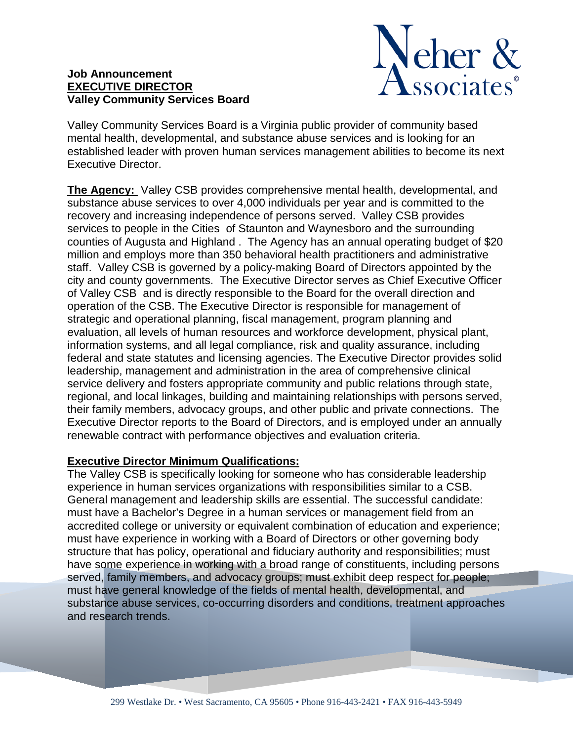**Job Announcement**
**EXECUTIVE DIRECTOR**
**Valley Community Services Board**

Neher & Associates©

Valley Community Services Board is a Virginia public provider of community based mental health, developmental, and substance abuse services and is looking for an established leader with proven human services management abilities to become its next Executive Director.

**The Agency:** Valley CSB provides comprehensive mental health, developmental, and substance abuse services to over 4,000 individuals per year and is committed to the recovery and increasing independence of persons served. Valley CSB provides services to people in the Cities of Staunton and Waynesboro and the surrounding counties of Augusta and Highland . The Agency has an annual operating budget of $20 million and employs more than 350 behavioral health practitioners and administrative staff. Valley CSB is governed by a policy-making Board of Directors appointed by the city and county governments. The Executive Director serves as Chief Executive Officer of Valley CSB and is directly responsible to the Board for the overall direction and operation of the CSB. The Executive Director is responsible for management of strategic and operational planning, fiscal management, program planning and evaluation, all levels of human resources and workforce development, physical plant, information systems, and all legal compliance, risk and quality assurance, including federal and state statutes and licensing agencies. The Executive Director provides solid leadership, management and administration in the area of comprehensive clinical service delivery and fosters appropriate community and public relations through state, regional, and local linkages, building and maintaining relationships with persons served, their family members, advocacy groups, and other public and private connections. The Executive Director reports to the Board of Directors, and is employed under an annually renewable contract with performance objectives and evaluation criteria.

**Executive Director Minimum Qualifications:**

The Valley CSB is specifically looking for someone who has considerable leadership experience in human services organizations with responsibilities similar to a CSB. General management and leadership skills are essential. The successful candidate: must have a Bachelor's Degree in a human services or management field from an accredited college or university or equivalent combination of education and experience; must have experience in working with a Board of Directors or other governing body structure that has policy, operational and fiduciary authority and responsibilities; must have some experience in working with a broad range of constituents, including persons served, family members, and advocacy groups; must exhibit deep respect for people; must have general knowledge of the fields of mental health, developmental, and substance abuse services, co-occurring disorders and conditions, treatment approaches and research trends.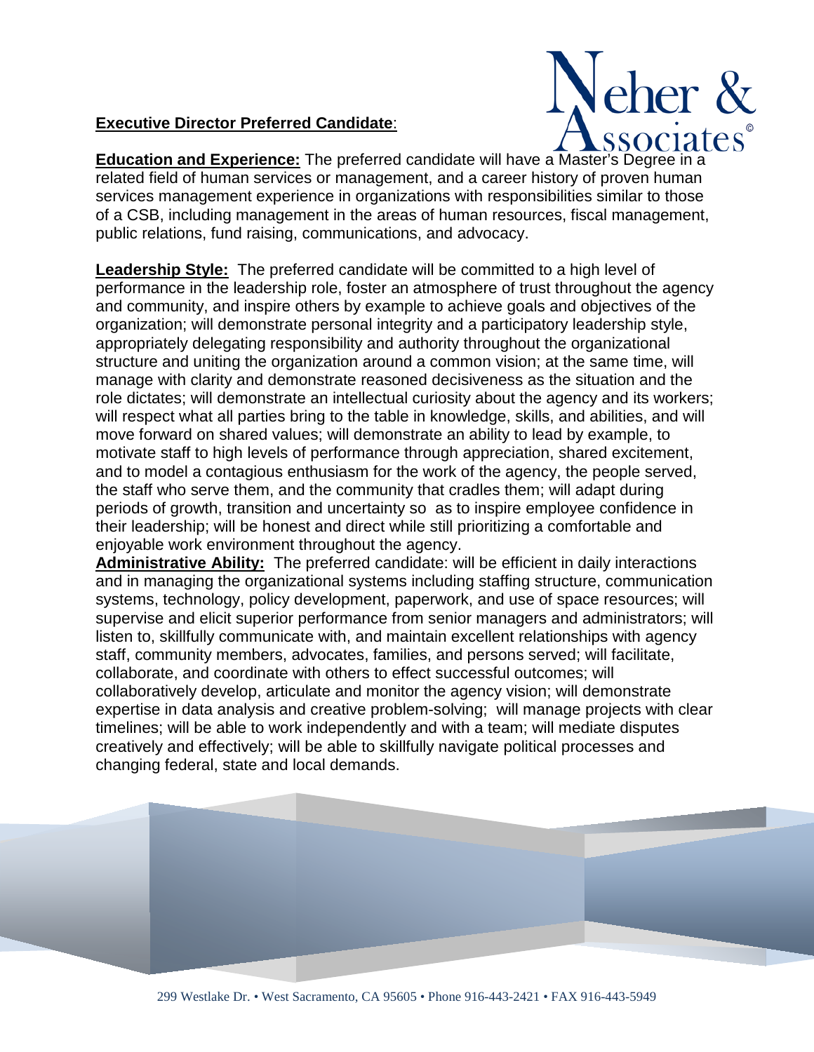**Executive Director Preferred Candidate**:

**Education and Experience:** The preferred candidate will have a Master's Degree in a related field of human services or management, and a career history of proven human services management experience in organizations with responsibilities similar to those of a CSB, including management in the areas of human resources, fiscal management, public relations, fund raising, communications, and advocacy.

**Leadership Style:** The preferred candidate will be committed to a high level of performance in the leadership role, foster an atmosphere of trust throughout the agency and community, and inspire others by example to achieve goals and objectives of the organization; will demonstrate personal integrity and a participatory leadership style, appropriately delegating responsibility and authority throughout the organizational structure and uniting the organization around a common vision; at the same time, will manage with clarity and demonstrate reasoned decisiveness as the situation and the role dictates; will demonstrate an intellectual curiosity about the agency and its workers; will respect what all parties bring to the table in knowledge, skills, and abilities, and will move forward on shared values; will demonstrate an ability to lead by example, to motivate staff to high levels of performance through appreciation, shared excitement, and to model a contagious enthusiasm for the work of the agency, the people served, the staff who serve them, and the community that cradles them; will adapt during periods of growth, transition and uncertainty so as to inspire employee confidence in their leadership; will be honest and direct while still prioritizing a comfortable and enjoyable work environment throughout the agency.

**Administrative Ability:** The preferred candidate: will be efficient in daily interactions and in managing the organizational systems including staffing structure, communication systems, technology, policy development, paperwork, and use of space resources; will supervise and elicit superior performance from senior managers and administrators; will listen to, skillfully communicate with, and maintain excellent relationships with agency staff, community members, advocates, families, and persons served; will facilitate, collaborate, and coordinate with others to effect successful outcomes; will collaboratively develop, articulate and monitor the agency vision; will demonstrate expertise in data analysis and creative problem-solving; will manage projects with clear timelines; will be able to work independently and with a team; will mediate disputes creatively and effectively; will be able to skillfully navigate political processes and changing federal, state and local demands.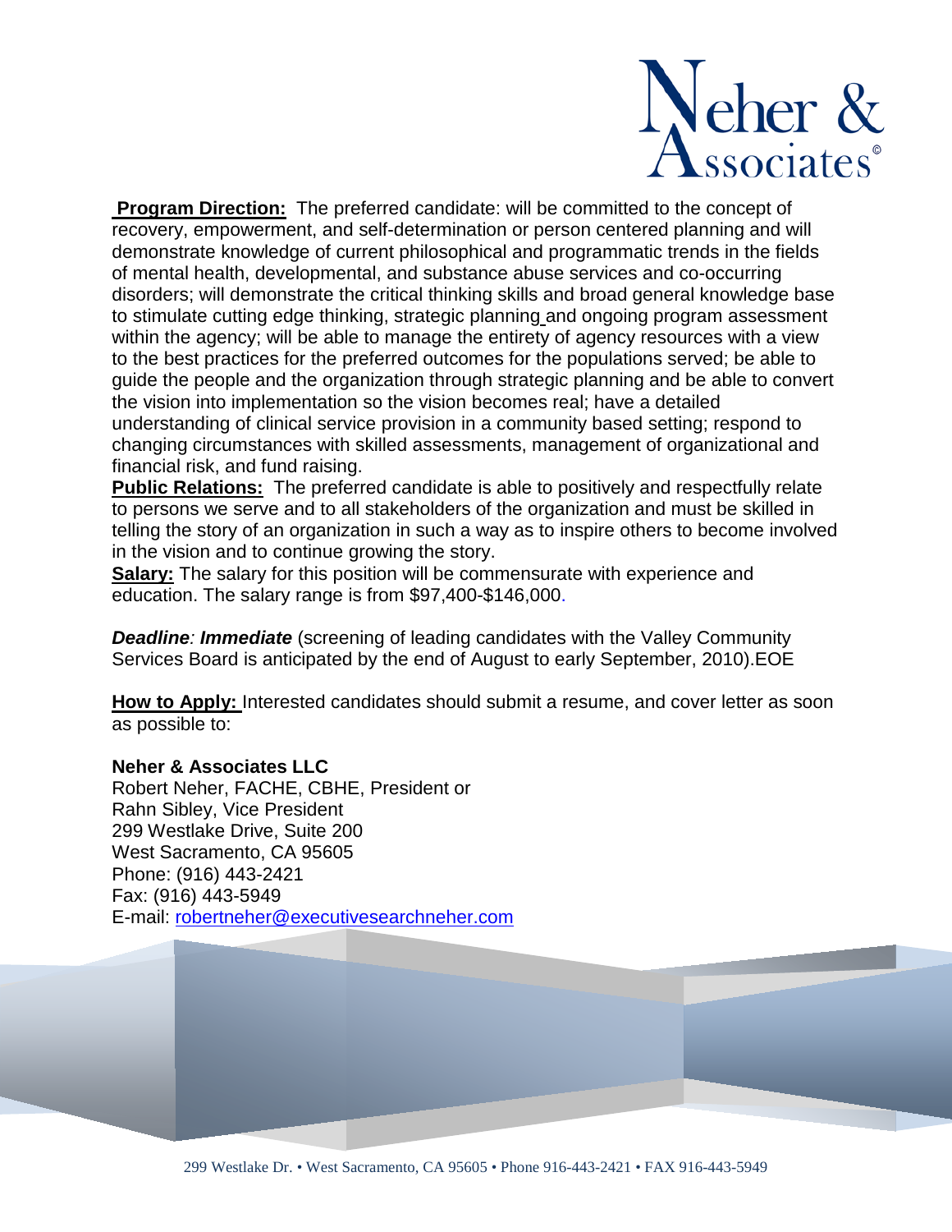**Program Direction:** The preferred candidate: will be committed to the concept of recovery, empowerment, and self-determination or person centered planning and will demonstrate knowledge of current philosophical and programmatic trends in the fields of mental health, developmental, and substance abuse services and co-occurring disorders; will demonstrate the critical thinking skills and broad general knowledge base to stimulate cutting edge thinking, strategic planning and ongoing program assessment within the agency; will be able to manage the entirety of agency resources with a view to the best practices for the preferred outcomes for the populations served; be able to guide the people and the organization through strategic planning and be able to convert the vision into implementation so the vision becomes real; have a detailed understanding of clinical service provision in a community based setting; respond to changing circumstances with skilled assessments, management of organizational and financial risk, and fund raising.

**Public Relations:** The preferred candidate is able to positively and respectfully relate to persons we serve and to all stakeholders of the organization and must be skilled in telling the story of an organization in such a way as to inspire others to become involved in the vision and to continue growing the story.

**Salary:** The salary for this position will be commensurate with experience and education. The salary range is from $97,400-$146,000.

***Deadline**: **Immediate*** (screening of leading candidates with the Valley Community Services Board is anticipated by the end of August to early September, 2010).EOE

**How to Apply:** Interested candidates should submit a resume, and cover letter as soon as possible to:

**Neher & Associates LLC**
Robert Neher, FACHE, CBHE, President or
Rahn Sibley, Vice President
299 Westlake Drive, Suite 200
West Sacramento, CA 95605
Phone: (916) 443-2421
Fax: (916) 443-5949
E-mail: robertneher@executivesearchneher.com